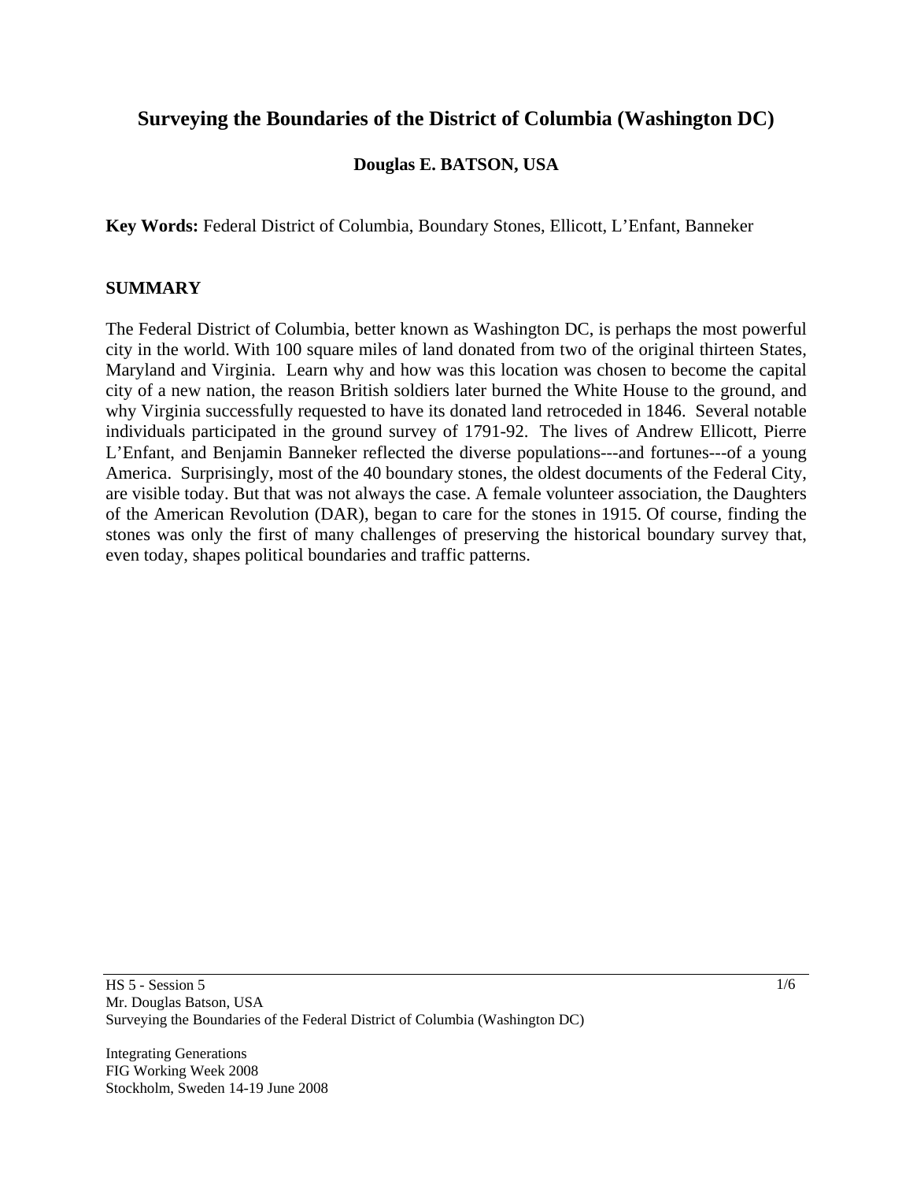# Surveying the Boundaries of the District of Columbia (Washington DC)

**Douglas E. BATSON, USA**

**Key Words:** Federal District of Columbia, Boundary Stones, Ellicott, L'Enfant, Banneker

## SUMMARY

The Federal District of Columbia, better known as Washington DC, is perhaps the most powerful city in the world. With 100 square miles of land donated from two of the original thirteen States, Maryland and Virginia. Learn why and how was this location was chosen to become the capital city of a new nation, the reason British soldiers later burned the White House to the ground, and why Virginia successfully requested to have its donated land retroceded in 1846. Several notable individuals participated in the ground survey of 1791-92. The lives of Andrew Ellicott, Pierre L'Enfant, and Benjamin Banneker reflected the diverse populations---and fortunes---of a young America. Surprisingly, most of the 40 boundary stones, the oldest documents of the Federal City, are visible today. But that was not always the case. A female volunteer association, the Daughters of the American Revolution (DAR), began to care for the stones in 1915. Of course, finding the stones was only the first of many challenges of preserving the historical boundary survey that, even today, shapes political boundaries and traffic patterns.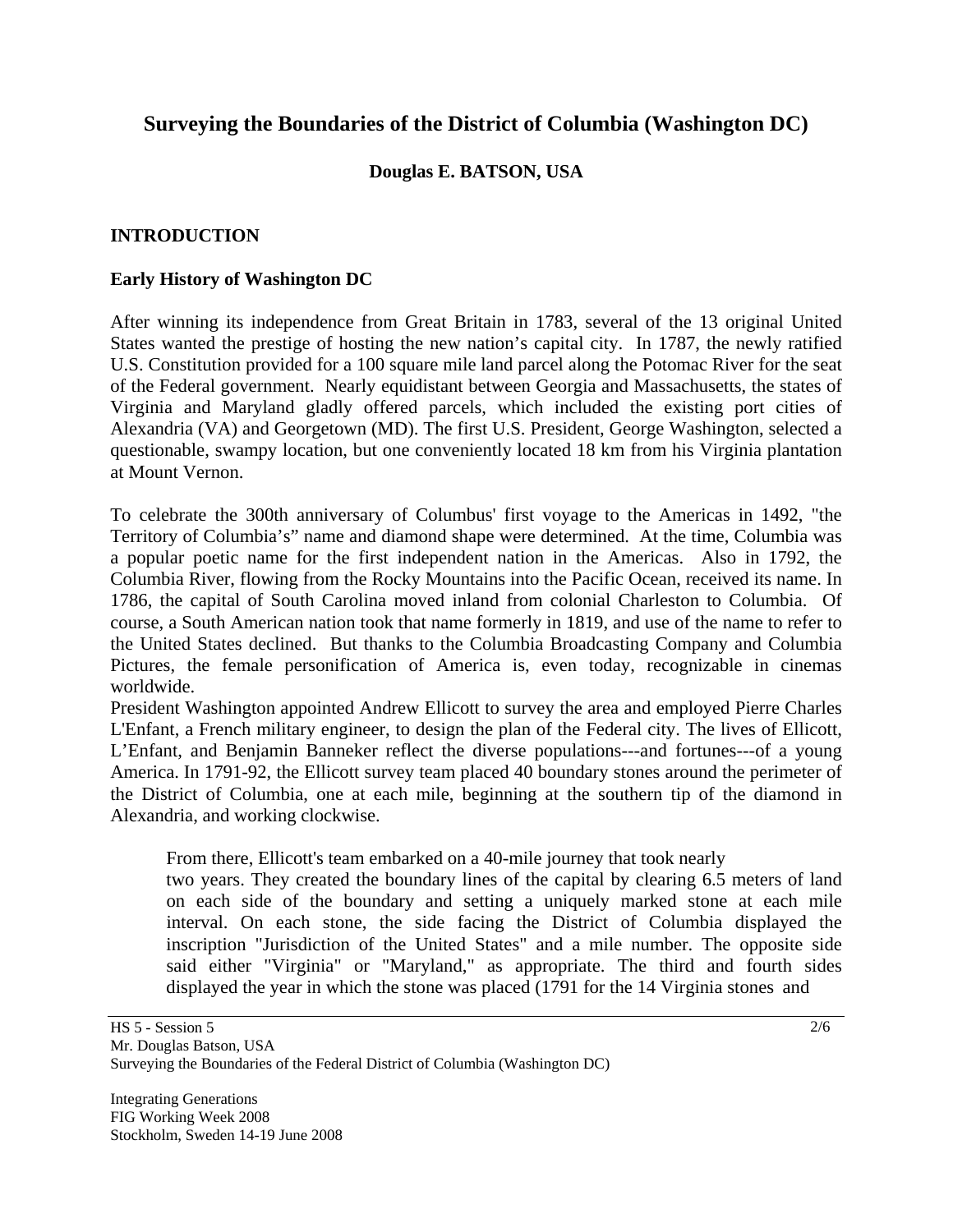# Surveying the Boundaries of the District of Columbia (Washington DC)

**Douglas E. BATSON, USA**

## INTRODUCTION

### Early History of Washington DC

After winning its independence from Great Britain in 1783, several of the 13 original United States wanted the prestige of hosting the new nation's capital city. In 1787, the newly ratified U.S. Constitution provided for a 100 square mile land parcel along the Potomac River for the seat of the Federal government. Nearly equidistant between Georgia and Massachusetts, the states of Virginia and Maryland gladly offered parcels, which included the existing port cities of Alexandria (VA) and Georgetown (MD). The first U.S. President, George Washington, selected a questionable, swampy location, but one conveniently located 18 km from his Virginia plantation at Mount Vernon.

To celebrate the 300th anniversary of Columbus' first voyage to the Americas in 1492, "the Territory of Columbia's" name and diamond shape were determined. At the time, Columbia was a popular poetic name for the first independent nation in the Americas. Also in 1792, the Columbia River, flowing from the Rocky Mountains into the Pacific Ocean, received its name. In 1786, the capital of South Carolina moved inland from colonial Charleston to Columbia. Of course, a South American nation took that name formerly in 1819, and use of the name to refer to the United States declined. But thanks to the Columbia Broadcasting Company and Columbia Pictures, the female personification of America is, even today, recognizable in cinemas worldwide.

President Washington appointed Andrew Ellicott to survey the area and employed Pierre Charles L'Enfant, a French military engineer, to design the plan of the Federal city. The lives of Ellicott, L'Enfant, and Benjamin Banneker reflect the diverse populations---and fortunes---of a young America. In 1791-92, the Ellicott survey team placed 40 boundary stones around the perimeter of the District of Columbia, one at each mile, beginning at the southern tip of the diamond in Alexandria, and working clockwise.

> From there, Ellicott's team embarked on a 40-mile journey that took nearly two years. They created the boundary lines of the capital by clearing 6.5 meters of land on each side of the boundary and setting a uniquely marked stone at each mile interval. On each stone, the side facing the District of Columbia displayed the inscription "Jurisdiction of the United States" and a mile number. The opposite side said either "Virginia" or "Maryland," as appropriate. The third and fourth sides displayed the year in which the stone was placed (1791 for the 14 Virginia stones and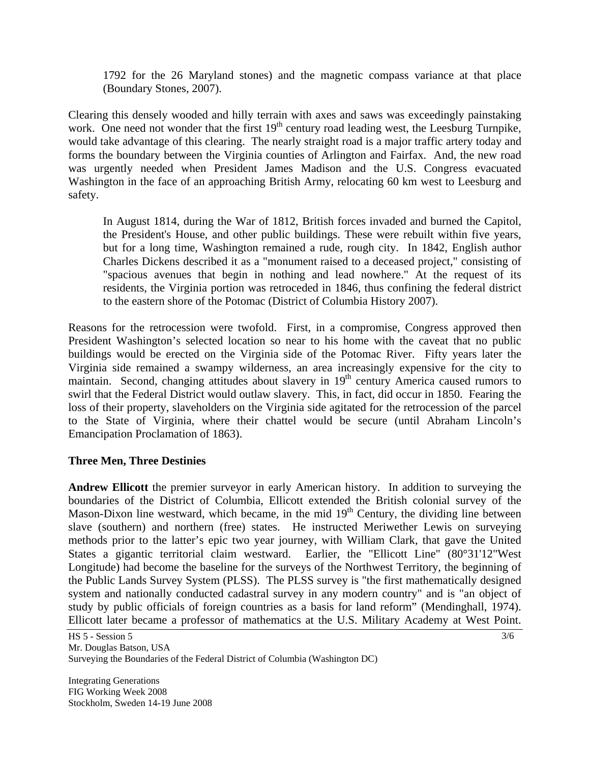1792 for the 26 Maryland stones) and the magnetic compass variance at that place (Boundary Stones, 2007).

Clearing this densely wooded and hilly terrain with axes and saws was exceedingly painstaking work. One need not wonder that the first 19th century road leading west, the Leesburg Turnpike, would take advantage of this clearing. The nearly straight road is a major traffic artery today and forms the boundary between the Virginia counties of Arlington and Fairfax. And, the new road was urgently needed when President James Madison and the U.S. Congress evacuated Washington in the face of an approaching British Army, relocating 60 km west to Leesburg and safety.

> In August 1814, during the War of 1812, British forces invaded and burned the Capitol, the President's House, and other public buildings. These were rebuilt within five years, but for a long time, Washington remained a rude, rough city. In 1842, English author Charles Dickens described it as a "monument raised to a deceased project," consisting of "spacious avenues that begin in nothing and lead nowhere." At the request of its residents, the Virginia portion was retroceded in 1846, thus confining the federal district to the eastern shore of the Potomac (District of Columbia History 2007).

Reasons for the retrocession were twofold. First, in a compromise, Congress approved then President Washington's selected location so near to his home with the caveat that no public buildings would be erected on the Virginia side of the Potomac River. Fifty years later the Virginia side remained a swampy wilderness, an area increasingly expensive for the city to maintain. Second, changing attitudes about slavery in 19th century America caused rumors to swirl that the Federal District would outlaw slavery. This, in fact, did occur in 1850. Fearing the loss of their property, slaveholders on the Virginia side agitated for the retrocession of the parcel to the State of Virginia, where their chattel would be secure (until Abraham Lincoln's Emancipation Proclamation of 1863).

### Three Men, Three Destinies

**Andrew Ellicott** the premier surveyor in early American history. In addition to surveying the boundaries of the District of Columbia, Ellicott extended the British colonial survey of the Mason-Dixon line westward, which became, in the mid 19th Century, the dividing line between slave (southern) and northern (free) states. He instructed Meriwether Lewis on surveying methods prior to the latter's epic two year journey, with William Clark, that gave the United States a gigantic territorial claim westward. Earlier, the "Ellicott Line" (80°31'12"West Longitude) had become the baseline for the surveys of the Northwest Territory, the beginning of the Public Lands Survey System (PLSS). The PLSS survey is "the first mathematically designed system and nationally conducted cadastral survey in any modern country" and is "an object of study by public officials of foreign countries as a basis for land reform" (Mendinghall, 1974). Ellicott later became a professor of mathematics at the U.S. Military Academy at West Point.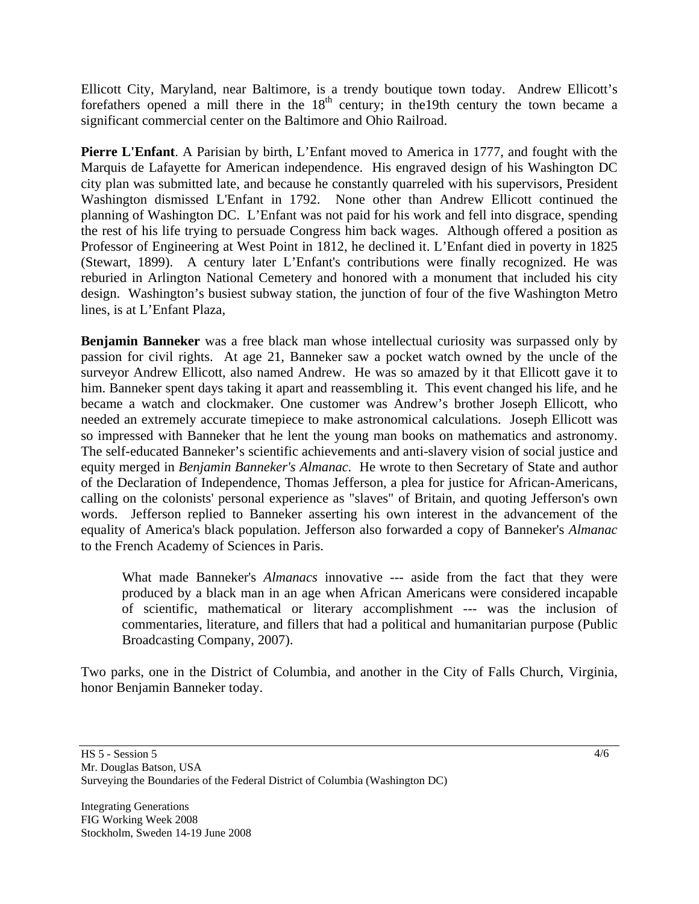Ellicott City, Maryland, near Baltimore, is a trendy boutique town today. Andrew Ellicott's forefathers opened a mill there in the 18th century; in the19th century the town became a significant commercial center on the Baltimore and Ohio Railroad.

**Pierre L'Enfant**. A Parisian by birth, L'Enfant moved to America in 1777, and fought with the Marquis de Lafayette for American independence. His engraved design of his Washington DC city plan was submitted late, and because he constantly quarreled with his supervisors, President Washington dismissed L'Enfant in 1792. None other than Andrew Ellicott continued the planning of Washington DC. L'Enfant was not paid for his work and fell into disgrace, spending the rest of his life trying to persuade Congress him back wages. Although offered a position as Professor of Engineering at West Point in 1812, he declined it. L'Enfant died in poverty in 1825 (Stewart, 1899). A century later L'Enfant's contributions were finally recognized. He was reburied in Arlington National Cemetery and honored with a monument that included his city design. Washington's busiest subway station, the junction of four of the five Washington Metro lines, is at L'Enfant Plaza,

**Benjamin Banneker** was a free black man whose intellectual curiosity was surpassed only by passion for civil rights. At age 21, Banneker saw a pocket watch owned by the uncle of the surveyor Andrew Ellicott, also named Andrew. He was so amazed by it that Ellicott gave it to him. Banneker spent days taking it apart and reassembling it. This event changed his life, and he became a watch and clockmaker. One customer was Andrew's brother Joseph Ellicott, who needed an extremely accurate timepiece to make astronomical calculations. Joseph Ellicott was so impressed with Banneker that he lent the young man books on mathematics and astronomy. The self-educated Banneker's scientific achievements and anti-slavery vision of social justice and equity merged in *Benjamin Banneker's Almanac.* He wrote to then Secretary of State and author of the Declaration of Independence, Thomas Jefferson, a plea for justice for African-Americans, calling on the colonists' personal experience as "slaves" of Britain, and quoting Jefferson's own words. Jefferson replied to Banneker asserting his own interest in the advancement of the equality of America's black population. Jefferson also forwarded a copy of Banneker's *Almanac* to the French Academy of Sciences in Paris.

> What made Banneker's *Almanacs* innovative --- aside from the fact that they were produced by a black man in an age when African Americans were considered incapable of scientific, mathematical or literary accomplishment --- was the inclusion of commentaries, literature, and fillers that had a political and humanitarian purpose (Public Broadcasting Company, 2007).

Two parks, one in the District of Columbia, and another in the City of Falls Church, Virginia, honor Benjamin Banneker today.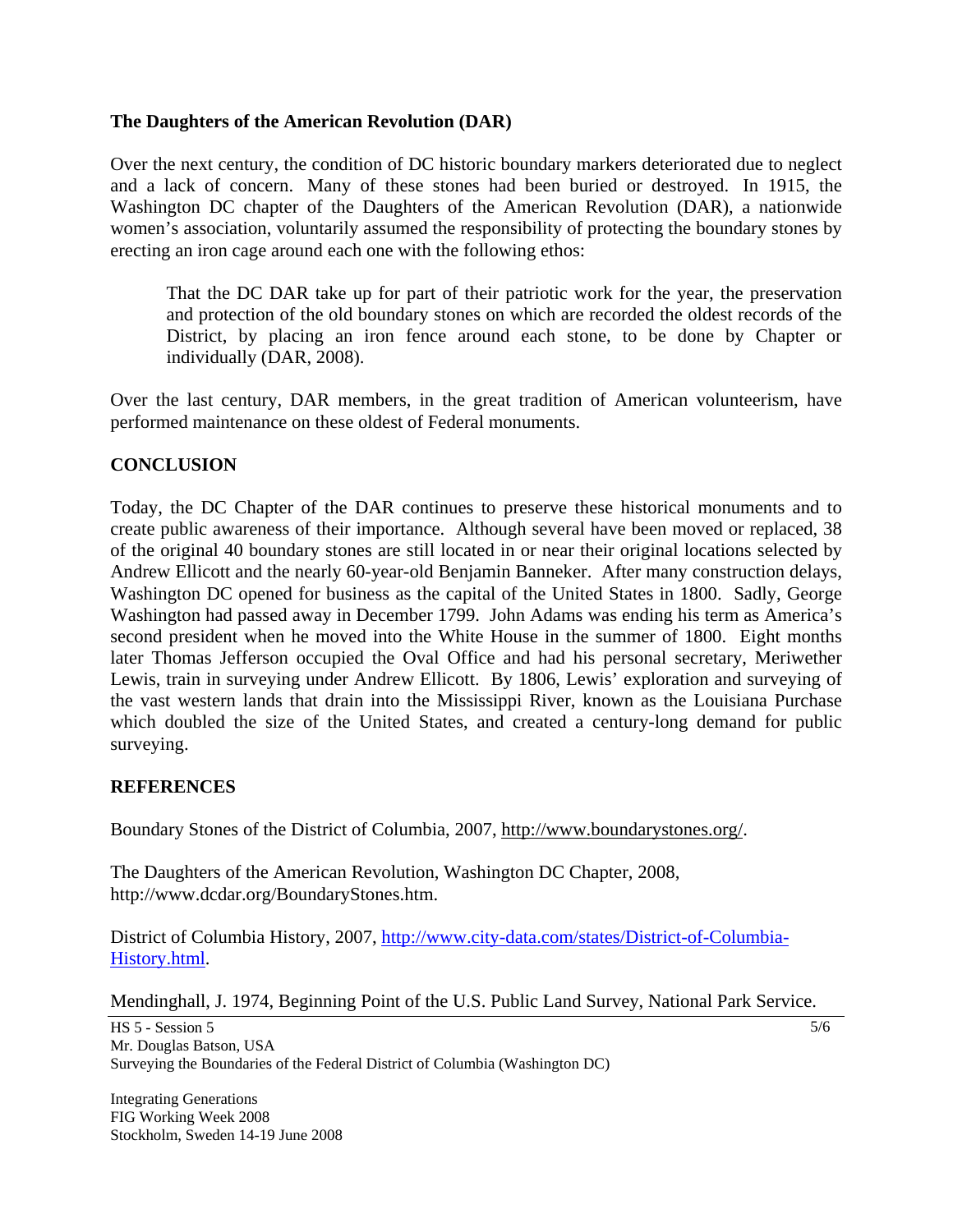### The Daughters of the American Revolution (DAR)

Over the next century, the condition of DC historic boundary markers deteriorated due to neglect and a lack of concern. Many of these stones had been buried or destroyed. In 1915, the Washington DC chapter of the Daughters of the American Revolution (DAR), a nationwide women's association, voluntarily assumed the responsibility of protecting the boundary stones by erecting an iron cage around each one with the following ethos:

> That the DC DAR take up for part of their patriotic work for the year, the preservation and protection of the old boundary stones on which are recorded the oldest records of the District, by placing an iron fence around each stone, to be done by Chapter or individually (DAR, 2008).

Over the last century, DAR members, in the great tradition of American volunteerism, have performed maintenance on these oldest of Federal monuments.

## CONCLUSION

Today, the DC Chapter of the DAR continues to preserve these historical monuments and to create public awareness of their importance. Although several have been moved or replaced, 38 of the original 40 boundary stones are still located in or near their original locations selected by Andrew Ellicott and the nearly 60-year-old Benjamin Banneker. After many construction delays, Washington DC opened for business as the capital of the United States in 1800. Sadly, George Washington had passed away in December 1799. John Adams was ending his term as America's second president when he moved into the White House in the summer of 1800. Eight months later Thomas Jefferson occupied the Oval Office and had his personal secretary, Meriwether Lewis, train in surveying under Andrew Ellicott. By 1806, Lewis' exploration and surveying of the vast western lands that drain into the Mississippi River, known as the Louisiana Purchase which doubled the size of the United States, and created a century-long demand for public surveying.

## REFERENCES

Boundary Stones of the District of Columbia, 2007, http://www.boundarystones.org/.

The Daughters of the American Revolution, Washington DC Chapter, 2008, http://www.dcdar.org/BoundaryStones.htm.

District of Columbia History, 2007, http://www.city-data.com/states/District-of-Columbia-History.html.

Mendinghall, J. 1974, Beginning Point of the U.S. Public Land Survey, National Park Service.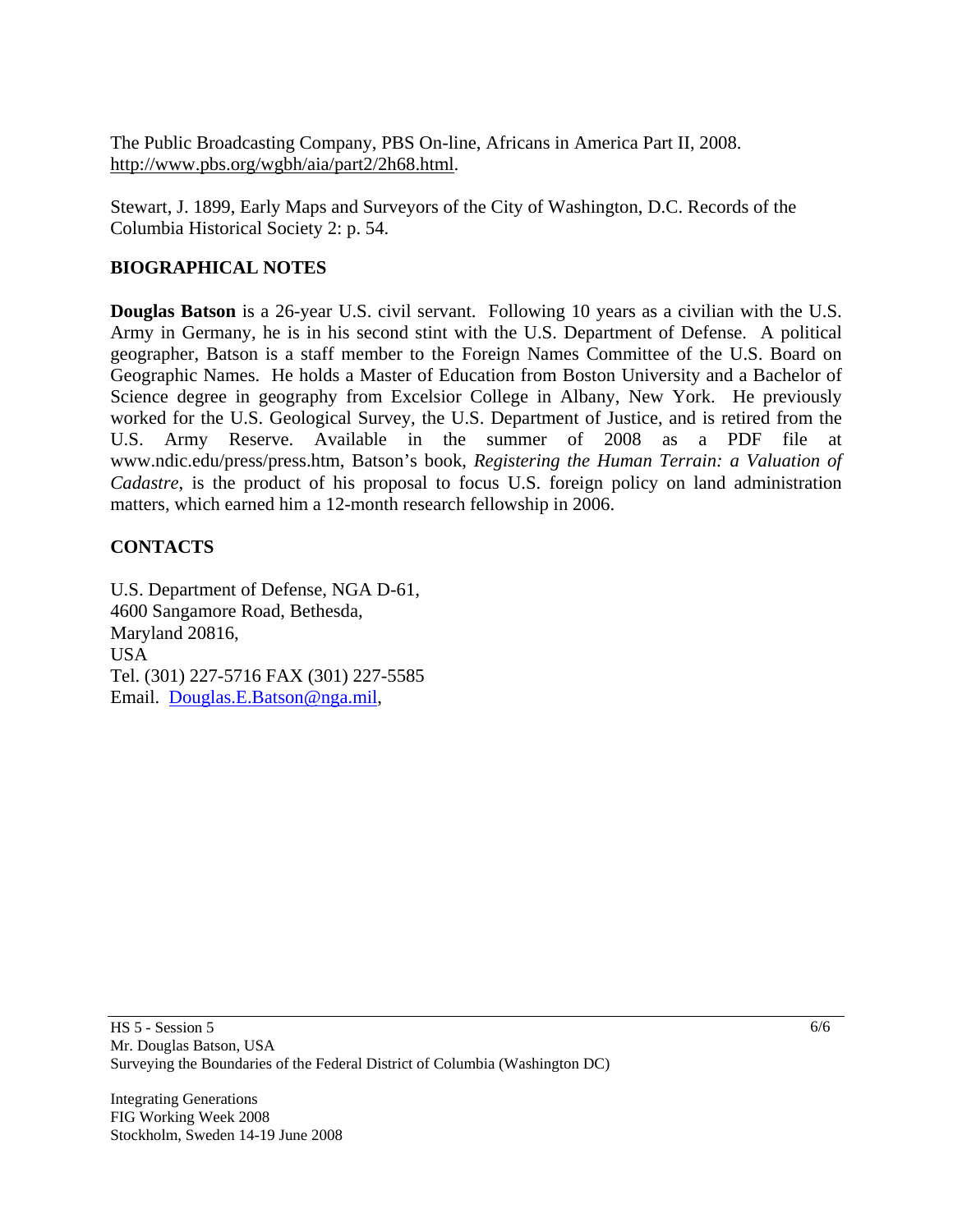The Public Broadcasting Company, PBS On-line, Africans in America Part II, 2008. http://www.pbs.org/wgbh/aia/part2/2h68.html.

Stewart, J. 1899, Early Maps and Surveyors of the City of Washington, D.C. Records of the Columbia Historical Society 2: p. 54.

## BIOGRAPHICAL NOTES

**Douglas Batson** is a 26-year U.S. civil servant. Following 10 years as a civilian with the U.S. Army in Germany, he is in his second stint with the U.S. Department of Defense. A political geographer, Batson is a staff member to the Foreign Names Committee of the U.S. Board on Geographic Names. He holds a Master of Education from Boston University and a Bachelor of Science degree in geography from Excelsior College in Albany, New York. He previously worked for the U.S. Geological Survey, the U.S. Department of Justice, and is retired from the U.S. Army Reserve. Available in the summer of 2008 as a PDF file at www.ndic.edu/press/press.htm, Batson's book, *Registering the Human Terrain: a Valuation of Cadastre*, is the product of his proposal to focus U.S. foreign policy on land administration matters, which earned him a 12-month research fellowship in 2006.

## CONTACTS

U.S. Department of Defense, NGA D-61,
4600 Sangamore Road, Bethesda,
Maryland 20816,
USA
Tel. (301) 227-5716 FAX (301) 227-5585
Email. Douglas.E.Batson@nga.mil,